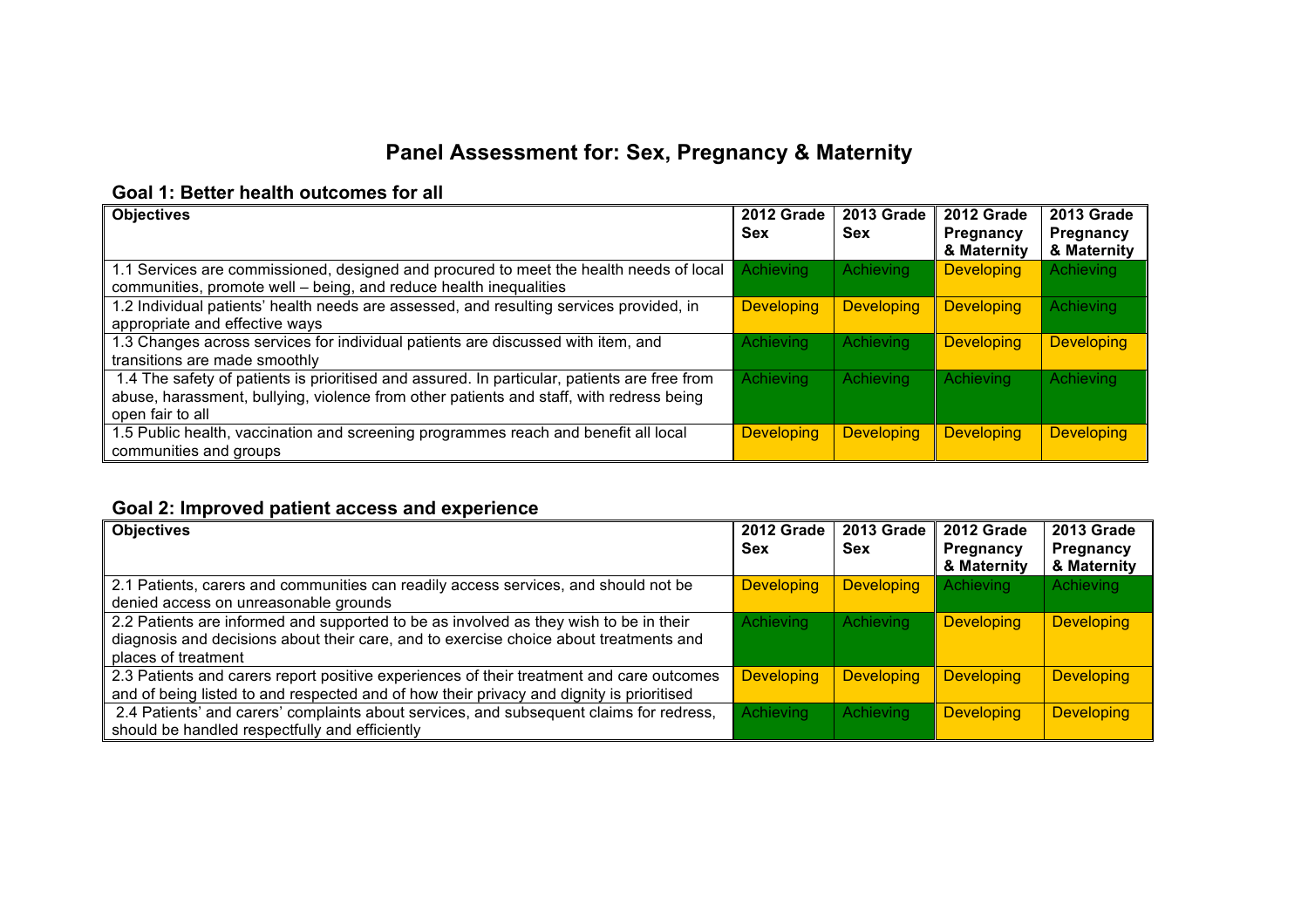# Panel Assessment for: Sex, Pregnancy & Maternity

## Goal 1: Better health outcomes for all

| Objectives | 2012 Grade Sex | 2013 Grade Sex | 2012 Grade Pregnancy & Maternity | 2013 Grade Pregnancy & Maternity |
|---|---|---|---|---|
| 1.1 Services are commissioned, designed and procured to meet the health needs of local communities, promote well – being, and reduce health inequalities | Achieving | Achieving | Developing | Achieving |
| 1.2 Individual patients' health needs are assessed, and resulting services provided, in appropriate and effective ways | Developing | Developing | Developing | Achieving |
| 1.3 Changes across services for individual patients are discussed with item, and transitions are made smoothly | Achieving | Achieving | Developing | Developing |
| 1.4 The safety of patients is prioritised and assured. In particular, patients are free from abuse, harassment, bullying, violence from other patients and staff, with redress being open fair to all | Achieving | Achieving | Achieving | Achieving |
| 1.5 Public health, vaccination and screening programmes reach and benefit all local communities and groups | Developing | Developing | Developing | Developing |

## Goal 2: Improved patient access and experience

| Objectives | 2012 Grade Sex | 2013 Grade Sex | 2012 Grade Pregnancy & Maternity | 2013 Grade Pregnancy & Maternity |
|---|---|---|---|---|
| 2.1 Patients, carers and communities can readily access services, and should not be denied access on unreasonable grounds | Developing | Developing | Achieving | Achieving |
| 2.2 Patients are informed and supported to be as involved as they wish to be in their diagnosis and decisions about their care, and to exercise choice about treatments and places of treatment | Achieving | Achieving | Developing | Developing |
| 2.3 Patients and carers report positive experiences of their treatment and care outcomes and of being listed to and respected and of how their privacy and dignity is prioritised | Developing | Developing | Developing | Developing |
| 2.4 Patients' and carers' complaints about services, and subsequent claims for redress, should be handled respectfully and efficiently | Achieving | Achieving | Developing | Developing |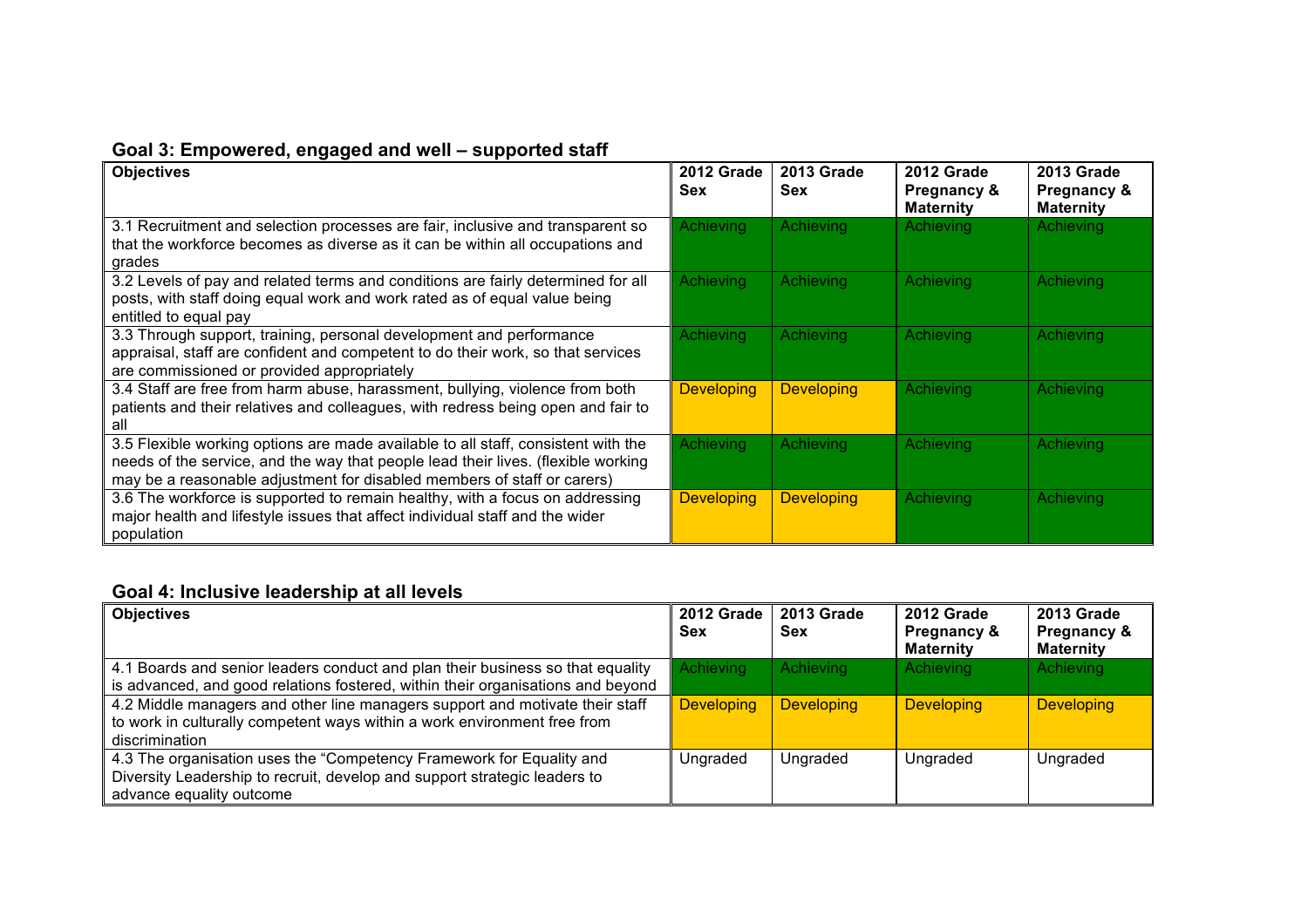## Goal 3: Empowered, engaged and well – supported staff

| Objectives | 2012 Grade Sex | 2013 Grade Sex | 2012 Grade Pregnancy & Maternity | 2013 Grade Pregnancy & Maternity |
|---|---|---|---|---|
| 3.1 Recruitment and selection processes are fair, inclusive and transparent so that the workforce becomes as diverse as it can be within all occupations and grades | Achieving | Achieving | Achieving | Achieving |
| 3.2 Levels of pay and related terms and conditions are fairly determined for all posts, with staff doing equal work and work rated as of equal value being entitled to equal pay | Achieving | Achieving | Achieving | Achieving |
| 3.3 Through support, training, personal development and performance appraisal, staff are confident and competent to do their work, so that services are commissioned or provided appropriately | Achieving | Achieving | Achieving | Achieving |
| 3.4 Staff are free from harm abuse, harassment, bullying, violence from both patients and their relatives and colleagues, with redress being open and fair to all | Developing | Developing | Achieving | Achieving |
| 3.5 Flexible working options are made available to all staff, consistent with the needs of the service, and the way that people lead their lives. (flexible working may be a reasonable adjustment for disabled members of staff or carers) | Achieving | Achieving | Achieving | Achieving |
| 3.6 The workforce is supported to remain healthy, with a focus on addressing major health and lifestyle issues that affect individual staff and the wider population | Developing | Developing | Achieving | Achieving |

## Goal 4: Inclusive leadership at all levels

| Objectives | 2012 Grade Sex | 2013 Grade Sex | 2012 Grade Pregnancy & Maternity | 2013 Grade Pregnancy & Maternity |
|---|---|---|---|---|
| 4.1 Boards and senior leaders conduct and plan their business so that equality is advanced, and good relations fostered, within their organisations and beyond | Achieving | Achieving | Achieving | Achieving |
| 4.2 Middle managers and other line managers support and motivate their staff to work in culturally competent ways within a work environment free from discrimination | Developing | Developing | Developing | Developing |
| 4.3 The organisation uses the "Competency Framework for Equality and Diversity Leadership to recruit, develop and support strategic leaders to advance equality outcome | Ungraded | Ungraded | Ungraded | Ungraded |